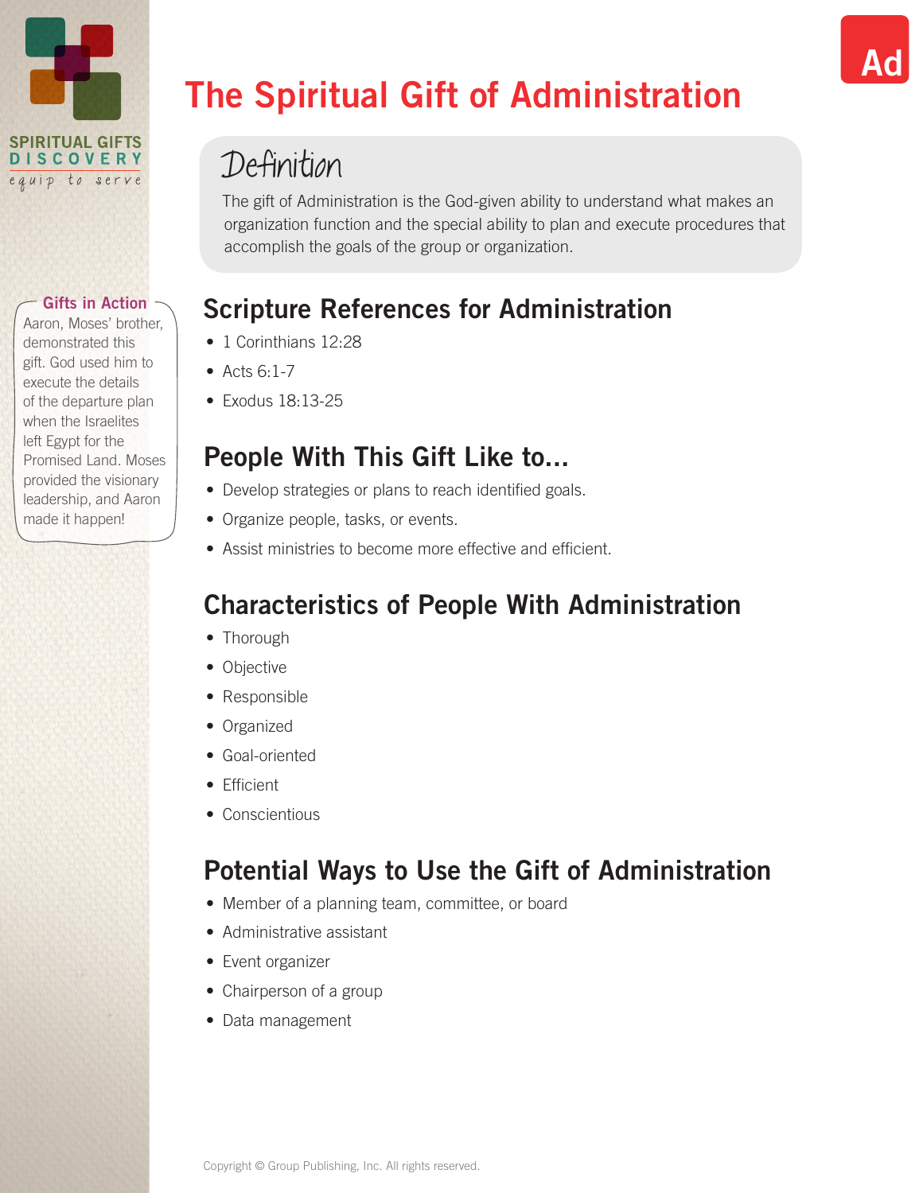SPIRITUAL GIFTS DISCOVERY

equip to serve

Ad

# The Spiritual Gift of Administration

## Definition

The gift of Administration is the God-given ability to understand what makes an organization function and the special ability to plan and execute procedures that accomplish the goals of the group or organization.

**Gifts in Action**

Aaron, Moses' brother, demonstrated this gift. God used him to execute the details of the departure plan when the Israelites left Egypt for the Promised Land. Moses provided the visionary leadership, and Aaron made it happen!

## Scripture References for Administration

- 1 Corinthians 12:28
- Acts 6:1-7
- Exodus 18:13-25

## People With This Gift Like to...

- Develop strategies or plans to reach identified goals.
- Organize people, tasks, or events.
- Assist ministries to become more effective and efficient.

## Characteristics of People With Administration

- Thorough
- Objective
- Responsible
- Organized
- Goal-oriented
- Efficient
- Conscientious

## Potential Ways to Use the Gift of Administration

- Member of a planning team, committee, or board
- Administrative assistant
- Event organizer
- Chairperson of a group
- Data management

Copyright © Group Publishing, Inc. All rights reserved.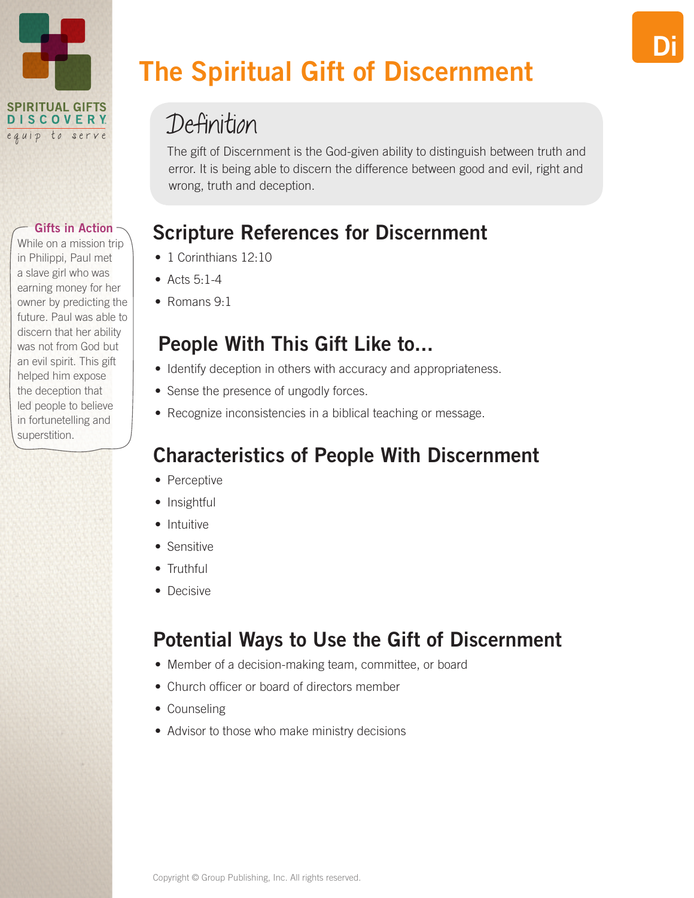# The Spiritual Gift of Discernment

## Definition

The gift of Discernment is the God-given ability to distinguish between truth and error. It is being able to discern the difference between good and evil, right and wrong, truth and deception.

**Gifts in Action**

While on a mission trip in Philippi, Paul met a slave girl who was earning money for her owner by predicting the future. Paul was able to discern that her ability was not from God but an evil spirit. This gift helped him expose the deception that led people to believe in fortunetelling and superstition.

## Scripture References for Discernment

- 1 Corinthians 12:10
- Acts 5:1-4
- Romans 9:1

## People With This Gift Like to...

- Identify deception in others with accuracy and appropriateness.
- Sense the presence of ungodly forces.
- Recognize inconsistencies in a biblical teaching or message.

## Characteristics of People With Discernment

- Perceptive
- Insightful
- Intuitive
- Sensitive
- Truthful
- Decisive

## Potential Ways to Use the Gift of Discernment

- Member of a decision-making team, committee, or board
- Church officer or board of directors member
- Counseling
- Advisor to those who make ministry decisions

Copyright © Group Publishing, Inc. All rights reserved.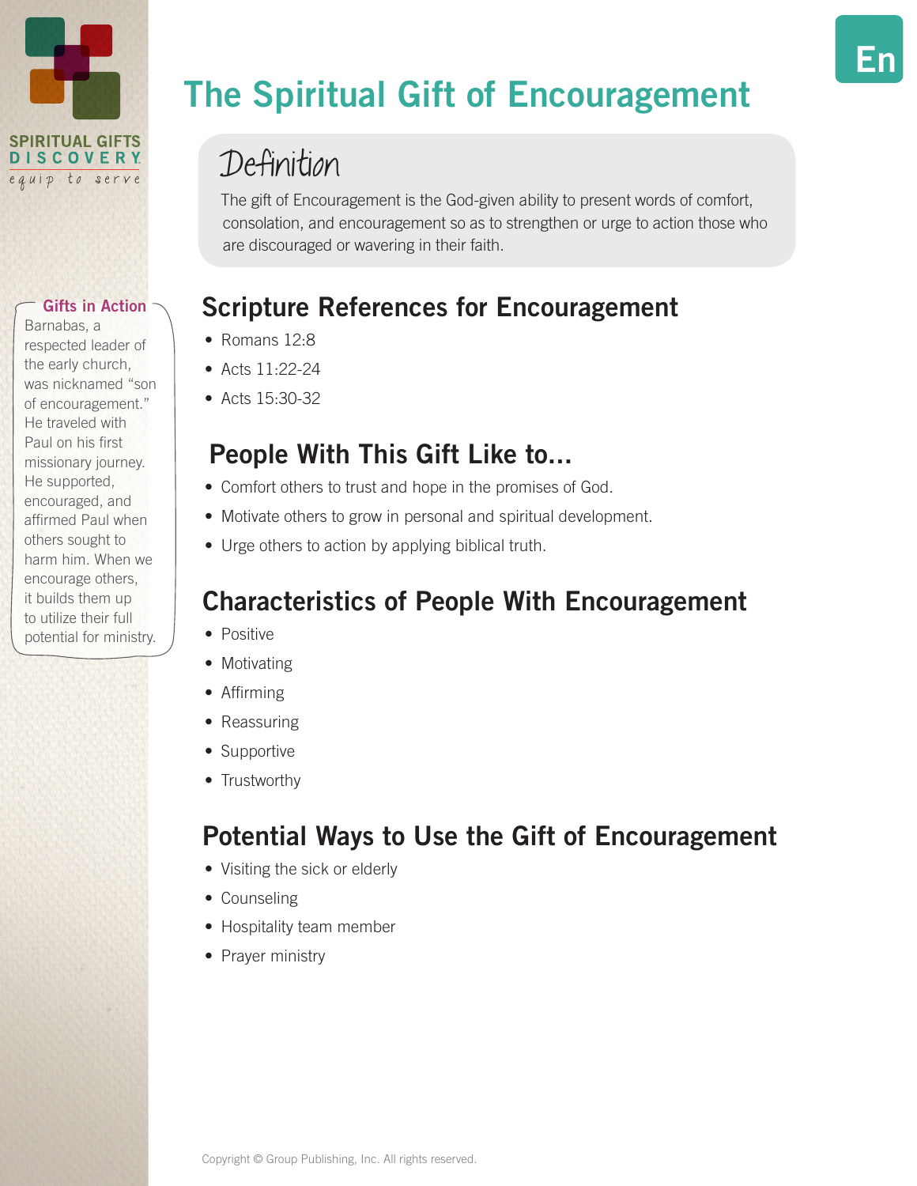# The Spiritual Gift of Encouragement

En

## Definition

The gift of Encouragement is the God-given ability to present words of comfort, consolation, and encouragement so as to strengthen or urge to action those who are discouraged or wavering in their faith.

## Scripture References for Encouragement

- Romans 12:8
- Acts 11:22-24
- Acts 15:30-32

## People With This Gift Like to...

- Comfort others to trust and hope in the promises of God.
- Motivate others to grow in personal and spiritual development.
- Urge others to action by applying biblical truth.

## Characteristics of People With Encouragement

- Positive
- Motivating
- Affirming
- Reassuring
- Supportive
- Trustworthy

## Potential Ways to Use the Gift of Encouragement

- Visiting the sick or elderly
- Counseling
- Hospitality team member
- Prayer ministry

### Gifts in Action

Barnabas, a respected leader of the early church, was nicknamed "son of encouragement." He traveled with Paul on his first missionary journey. He supported, encouraged, and affirmed Paul when others sought to harm him. When we encourage others, it builds them up to utilize their full potential for ministry.

Copyright © Group Publishing, Inc. All rights reserved.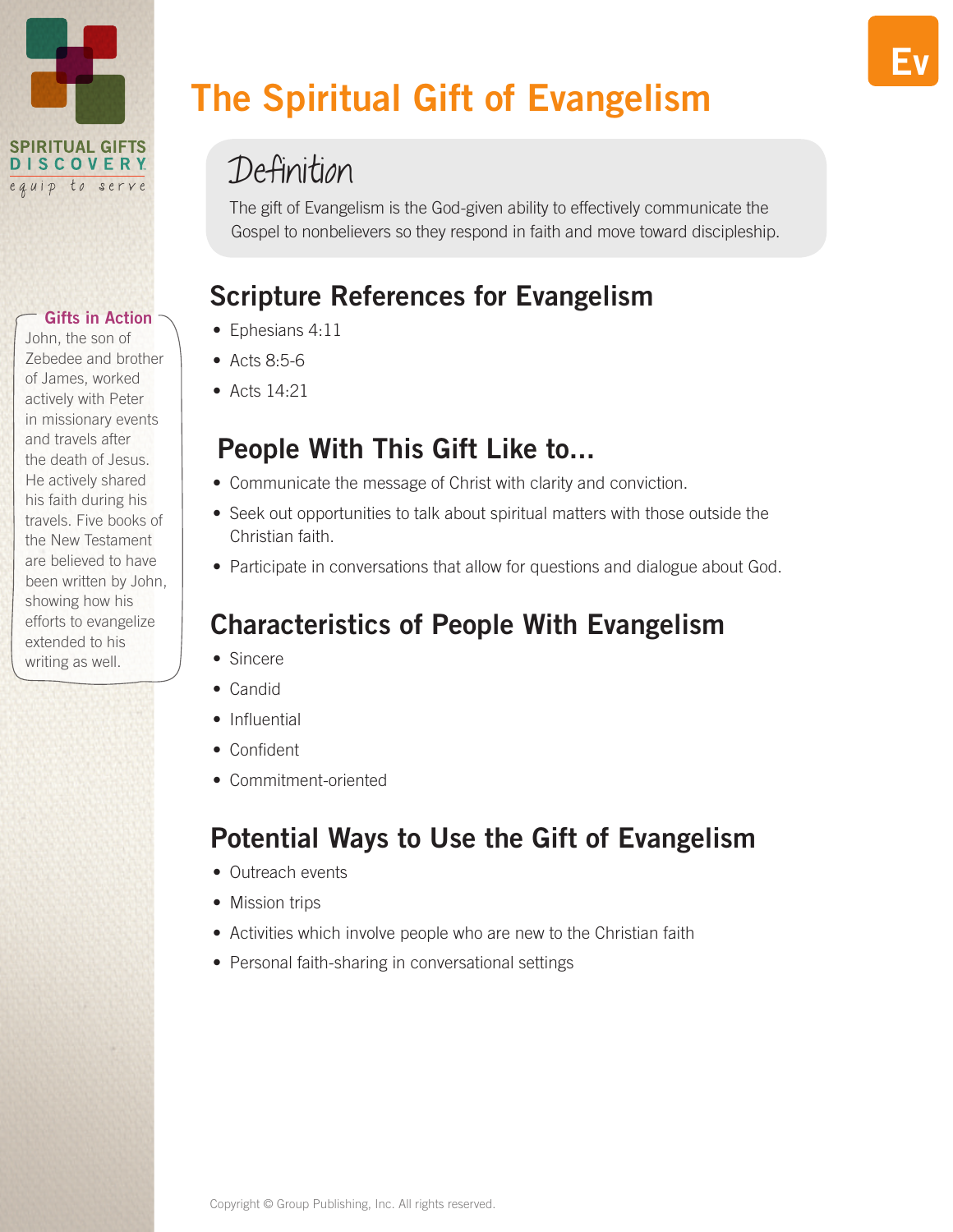# The Spiritual Gift of Evangelism

Ev

## Definition

The gift of Evangelism is the God-given ability to effectively communicate the Gospel to nonbelievers so they respond in faith and move toward discipleship.

## Scripture References for Evangelism

- Ephesians 4:11
- Acts 8:5-6
- Acts 14:21

## People With This Gift Like to...

- Communicate the message of Christ with clarity and conviction.
- Seek out opportunities to talk about spiritual matters with those outside the Christian faith.
- Participate in conversations that allow for questions and dialogue about God.

## Characteristics of People With Evangelism

- Sincere
- Candid
- Influential
- Confident
- Commitment-oriented

## Potential Ways to Use the Gift of Evangelism

- Outreach events
- Mission trips
- Activities which involve people who are new to the Christian faith
- Personal faith-sharing in conversational settings

### Gifts in Action

John, the son of Zebedee and brother of James, worked actively with Peter in missionary events and travels after the death of Jesus. He actively shared his faith during his travels. Five books of the New Testament are believed to have been written by John, showing how his efforts to evangelize extended to his writing as well.

Copyright © Group Publishing, Inc. All rights reserved.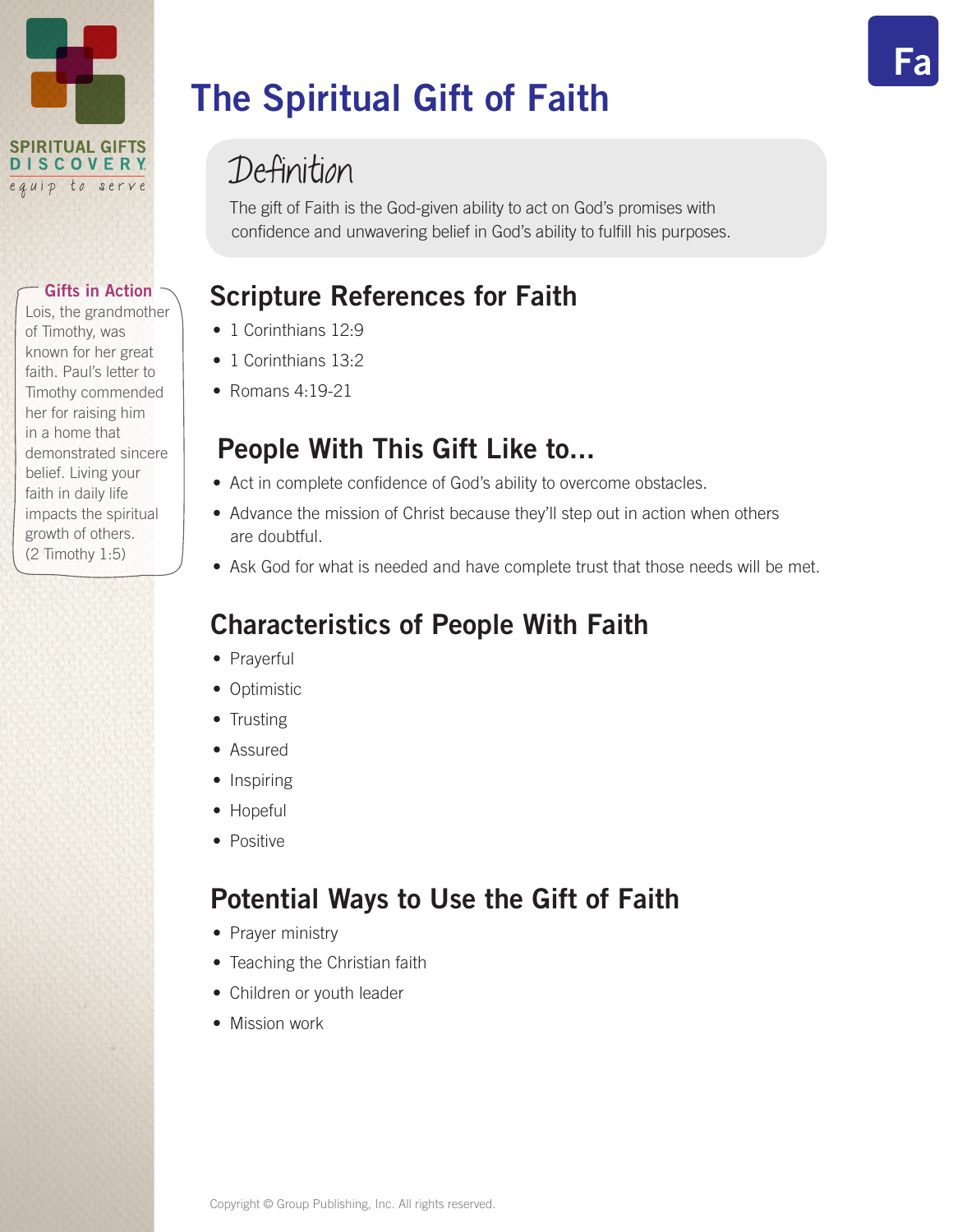# The Spiritual Gift of Faith

Fa

## Definition

The gift of Faith is the God-given ability to act on God's promises with confidence and unwavering belief in God's ability to fulfill his purposes.

### Gifts in Action

Lois, the grandmother of Timothy, was known for her great faith. Paul's letter to Timothy commended her for raising him in a home that demonstrated sincere belief. Living your faith in daily life impacts the spiritual growth of others. (2 Timothy 1:5)

## Scripture References for Faith

- 1 Corinthians 12:9
- 1 Corinthians 13:2
- Romans 4:19-21

## People With This Gift Like to...

- Act in complete confidence of God's ability to overcome obstacles.
- Advance the mission of Christ because they'll step out in action when others are doubtful.
- Ask God for what is needed and have complete trust that those needs will be met.

## Characteristics of People With Faith

- Prayerful
- Optimistic
- Trusting
- Assured
- Inspiring
- Hopeful
- Positive

## Potential Ways to Use the Gift of Faith

- Prayer ministry
- Teaching the Christian faith
- Children or youth leader
- Mission work

Copyright © Group Publishing, Inc. All rights reserved.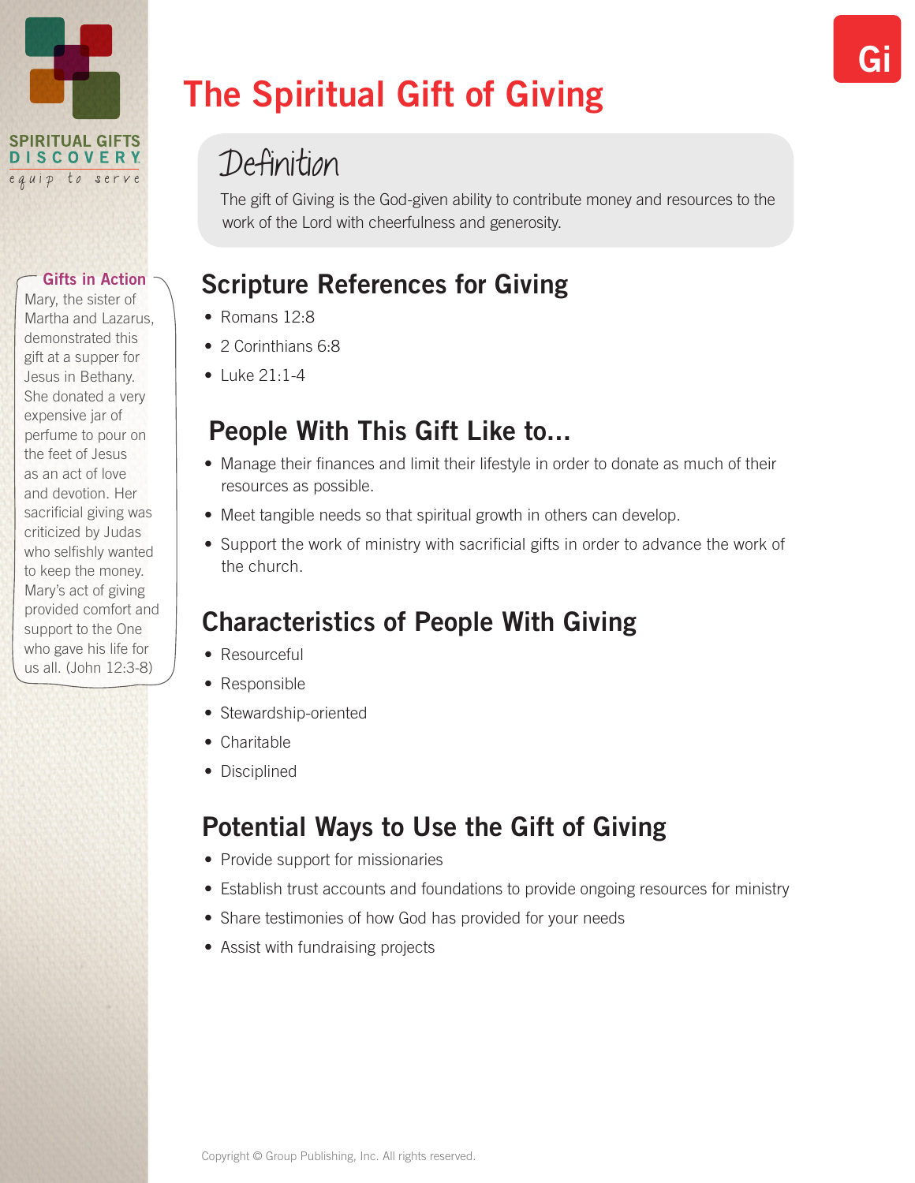# The Spiritual Gift of Giving

Gi

## Definition

The gift of Giving is the God-given ability to contribute money and resources to the work of the Lord with cheerfulness and generosity.

### Gifts in Action

Mary, the sister of Martha and Lazarus, demonstrated this gift at a supper for Jesus in Bethany. She donated a very expensive jar of perfume to pour on the feet of Jesus as an act of love and devotion. Her sacrificial giving was criticized by Judas who selfishly wanted to keep the money. Mary's act of giving provided comfort and support to the One who gave his life for us all. (John 12:3-8)

## Scripture References for Giving

- Romans 12:8
- 2 Corinthians 6:8
- Luke 21:1-4

## People With This Gift Like to...

- Manage their finances and limit their lifestyle in order to donate as much of their resources as possible.
- Meet tangible needs so that spiritual growth in others can develop.
- Support the work of ministry with sacrificial gifts in order to advance the work of the church.

## Characteristics of People With Giving

- Resourceful
- Responsible
- Stewardship-oriented
- Charitable
- Disciplined

## Potential Ways to Use the Gift of Giving

- Provide support for missionaries
- Establish trust accounts and foundations to provide ongoing resources for ministry
- Share testimonies of how God has provided for your needs
- Assist with fundraising projects

Copyright © Group Publishing, Inc. All rights reserved.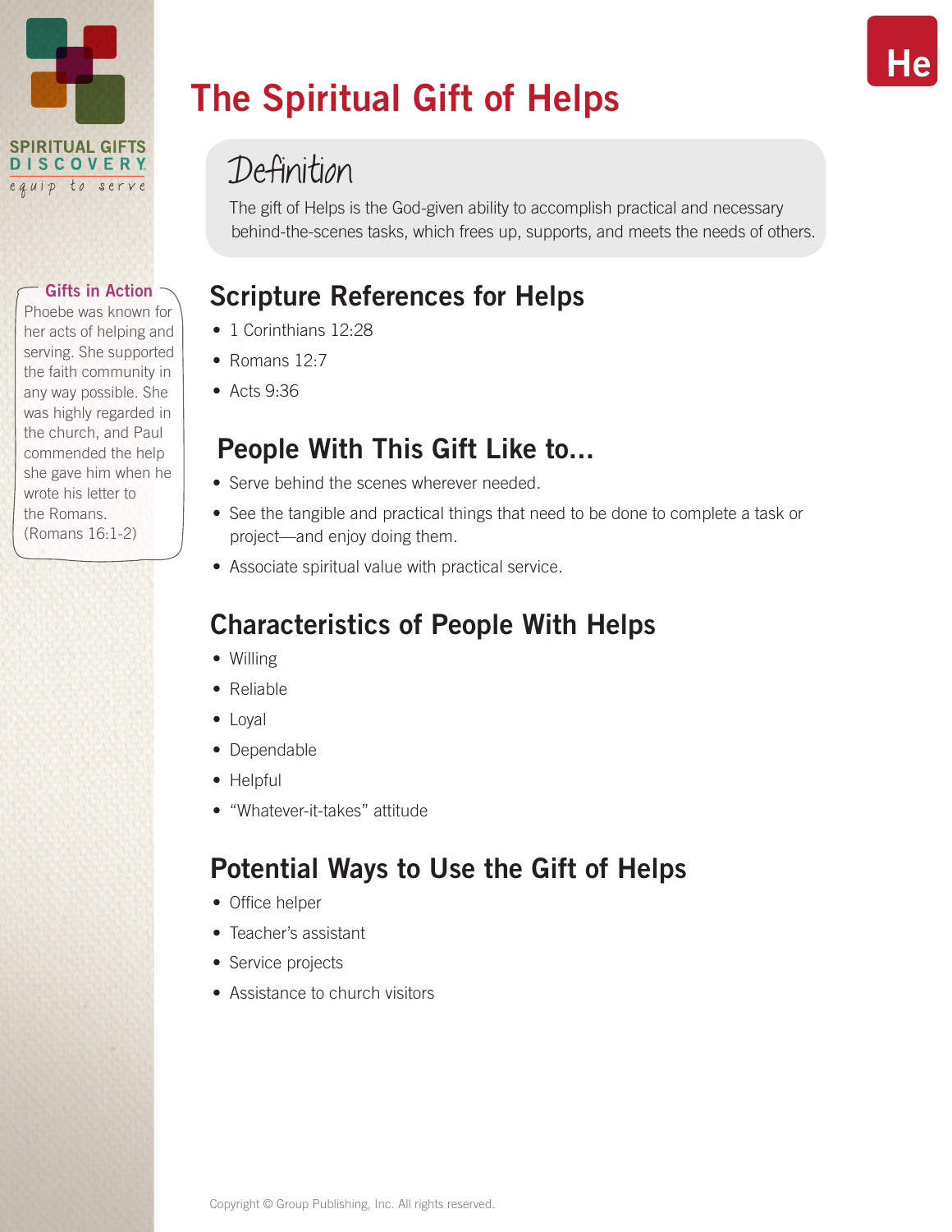# The Spiritual Gift of Helps

He

## Definition

The gift of Helps is the God-given ability to accomplish practical and necessary behind-the-scenes tasks, which frees up, supports, and meets the needs of others.

**Gifts in Action**

Phoebe was known for her acts of helping and serving. She supported the faith community in any way possible. She was highly regarded in the church, and Paul commended the help she gave him when he wrote his letter to the Romans. (Romans 16:1-2)

## Scripture References for Helps

- 1 Corinthians 12:28
- Romans 12:7
- Acts 9:36

## People With This Gift Like to...

- Serve behind the scenes wherever needed.
- See the tangible and practical things that need to be done to complete a task or project—and enjoy doing them.
- Associate spiritual value with practical service.

## Characteristics of People With Helps

- Willing
- Reliable
- Loyal
- Dependable
- Helpful
- "Whatever-it-takes" attitude

## Potential Ways to Use the Gift of Helps

- Office helper
- Teacher's assistant
- Service projects
- Assistance to church visitors

Copyright © Group Publishing, Inc. All rights reserved.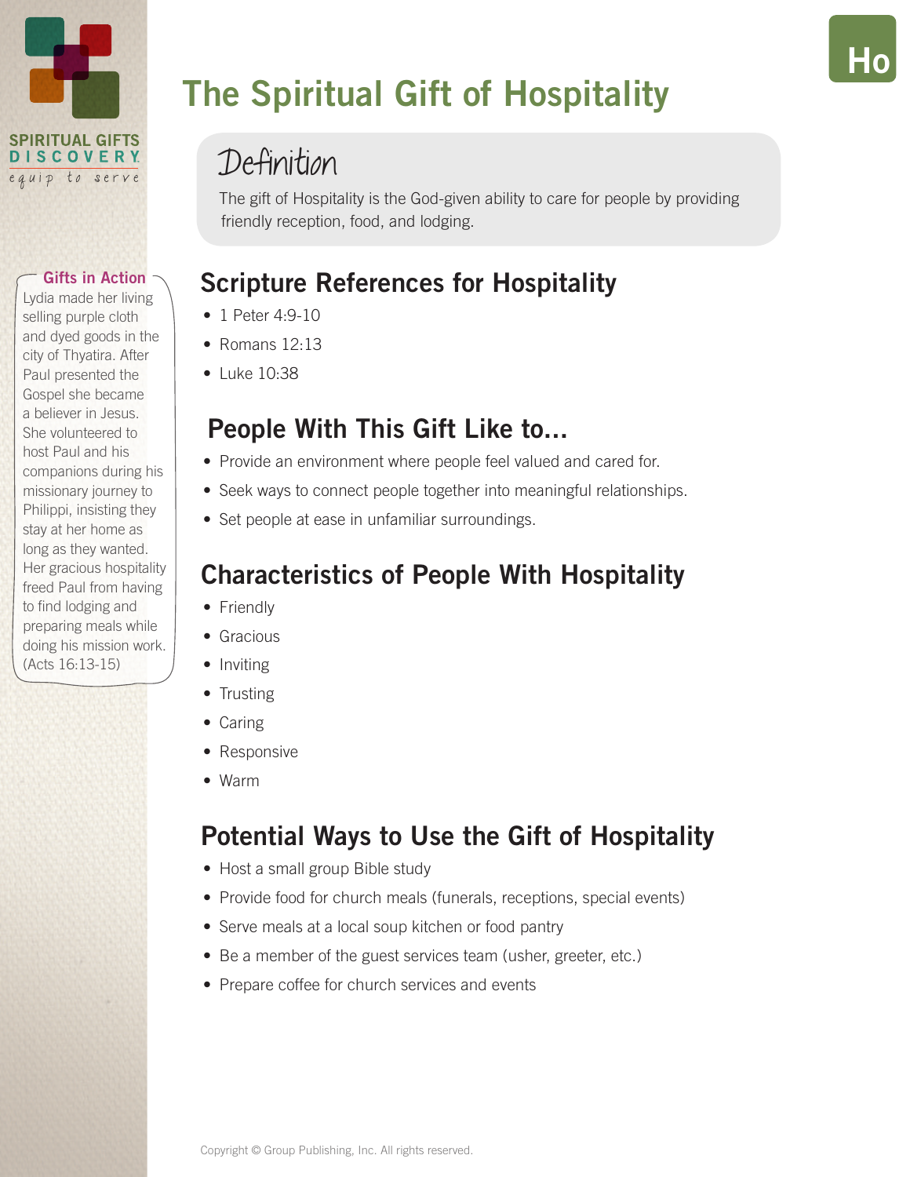# The Spiritual Gift of Hospitality

Ho

## Definition

The gift of Hospitality is the God-given ability to care for people by providing friendly reception, food, and lodging.

**Gifts in Action**

Lydia made her living selling purple cloth and dyed goods in the city of Thyatira. After Paul presented the Gospel she became a believer in Jesus. She volunteered to host Paul and his companions during his missionary journey to Philippi, insisting they stay at her home as long as they wanted. Her gracious hospitality freed Paul from having to find lodging and preparing meals while doing his mission work. (Acts 16:13-15)

## Scripture References for Hospitality

- 1 Peter 4:9-10
- Romans 12:13
- Luke 10:38

## People With This Gift Like to...

- Provide an environment where people feel valued and cared for.
- Seek ways to connect people together into meaningful relationships.
- Set people at ease in unfamiliar surroundings.

## Characteristics of People With Hospitality

- Friendly
- Gracious
- Inviting
- Trusting
- Caring
- Responsive
- Warm

## Potential Ways to Use the Gift of Hospitality

- Host a small group Bible study
- Provide food for church meals (funerals, receptions, special events)
- Serve meals at a local soup kitchen or food pantry
- Be a member of the guest services team (usher, greeter, etc.)
- Prepare coffee for church services and events

Copyright © Group Publishing, Inc. All rights reserved.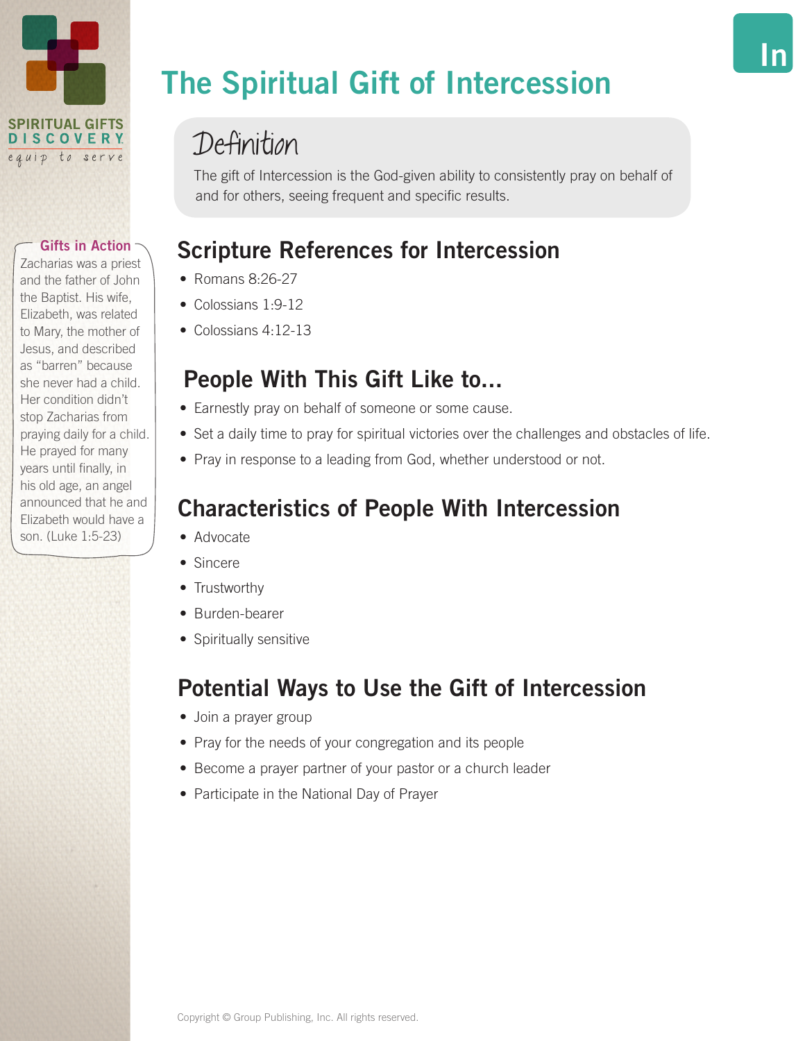# The Spiritual Gift of Intercession

## Definition

The gift of Intercession is the God-given ability to consistently pray on behalf of and for others, seeing frequent and specific results.

## Scripture References for Intercession

- Romans 8:26-27
- Colossians 1:9-12
- Colossians 4:12-13

## People With This Gift Like to...

- Earnestly pray on behalf of someone or some cause.
- Set a daily time to pray for spiritual victories over the challenges and obstacles of life.
- Pray in response to a leading from God, whether understood or not.

## Characteristics of People With Intercession

- Advocate
- Sincere
- Trustworthy
- Burden-bearer
- Spiritually sensitive

## Potential Ways to Use the Gift of Intercession

- Join a prayer group
- Pray for the needs of your congregation and its people
- Become a prayer partner of your pastor or a church leader
- Participate in the National Day of Prayer

### Gifts in Action

Zacharias was a priest and the father of John the Baptist. His wife, Elizabeth, was related to Mary, the mother of Jesus, and described as "barren" because she never had a child. Her condition didn't stop Zacharias from praying daily for a child. He prayed for many years until finally, in his old age, an angel announced that he and Elizabeth would have a son. (Luke 1:5-23)

Copyright © Group Publishing, Inc. All rights reserved.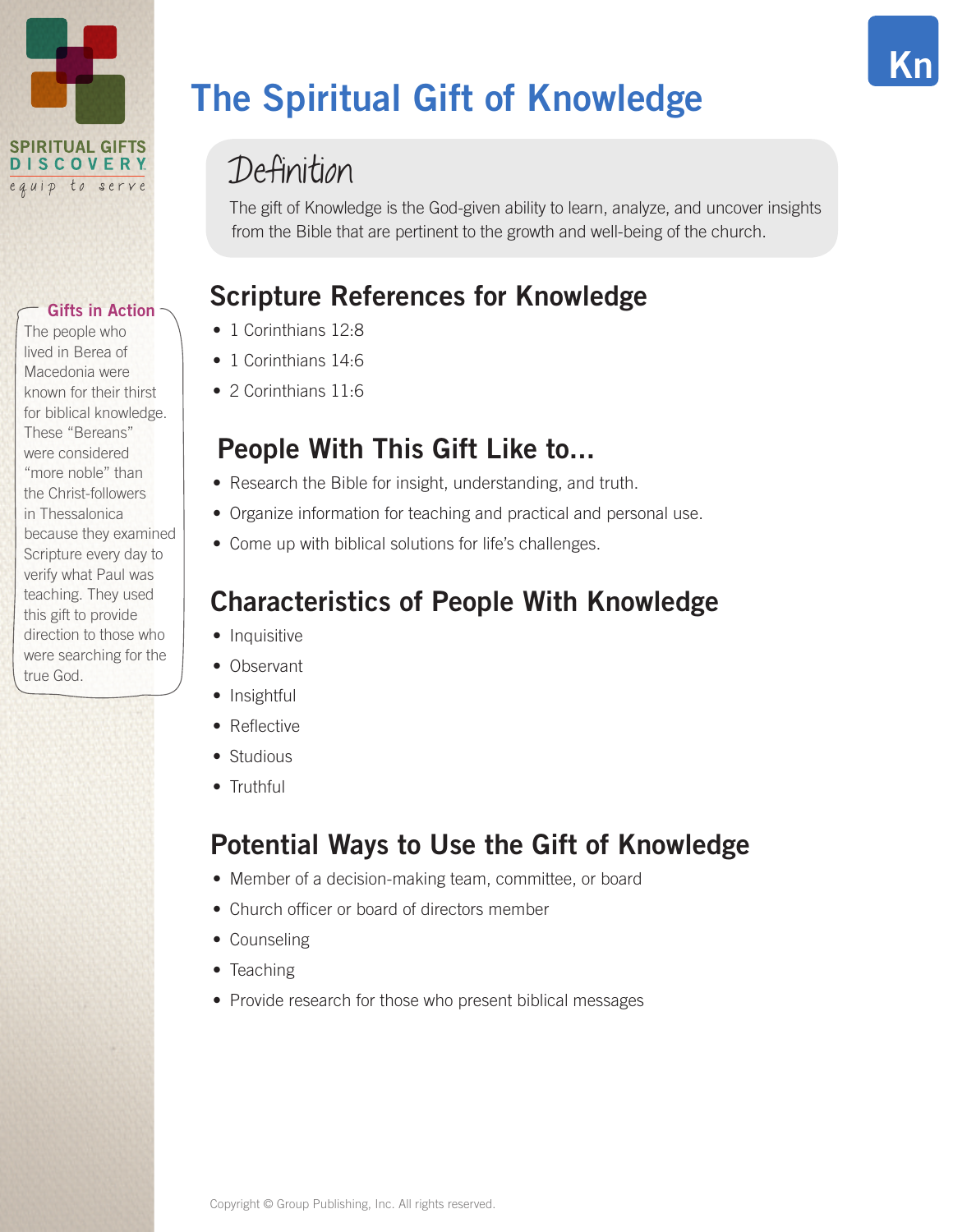# The Spiritual Gift of Knowledge

Kn

## Definition

The gift of Knowledge is the God-given ability to learn, analyze, and uncover insights from the Bible that are pertinent to the growth and well-being of the church.

## Scripture References for Knowledge

- 1 Corinthians 12:8
- 1 Corinthians 14:6
- 2 Corinthians 11:6

## People With This Gift Like to...

- Research the Bible for insight, understanding, and truth.
- Organize information for teaching and practical and personal use.
- Come up with biblical solutions for life's challenges.

## Characteristics of People With Knowledge

- Inquisitive
- Observant
- Insightful
- Reflective
- Studious
- Truthful

## Potential Ways to Use the Gift of Knowledge

- Member of a decision-making team, committee, or board
- Church officer or board of directors member
- Counseling
- Teaching
- Provide research for those who present biblical messages

### Gifts in Action

The people who lived in Berea of Macedonia were known for their thirst for biblical knowledge. These "Bereans" were considered "more noble" than the Christ-followers in Thessalonica because they examined Scripture every day to verify what Paul was teaching. They used this gift to provide direction to those who were searching for the true God.

Copyright © Group Publishing, Inc. All rights reserved.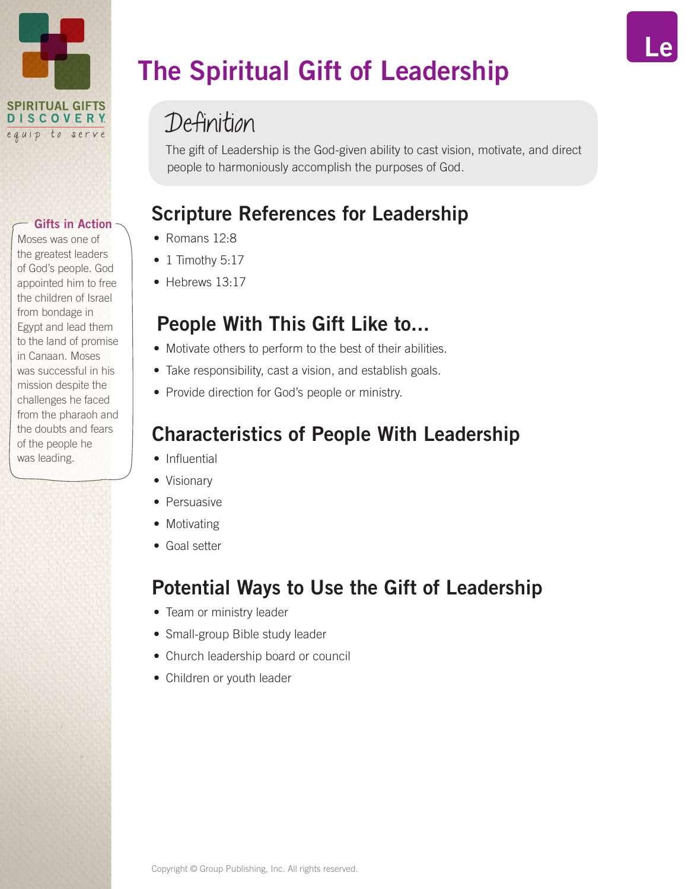SPIRITUAL GIFTS DISCOVERY

*equip to serve*

Le

# The Spiritual Gift of Leadership

## Definition

The gift of Leadership is the God-given ability to cast vision, motivate, and direct people to harmoniously accomplish the purposes of God.

## Scripture References for Leadership

- Romans 12:8
- 1 Timothy 5:17
- Hebrews 13:17

## People With This Gift Like to...

- Motivate others to perform to the best of their abilities.
- Take responsibility, cast a vision, and establish goals.
- Provide direction for God's people or ministry.

## Characteristics of People With Leadership

- Influential
- Visionary
- Persuasive
- Motivating
- Goal setter

## Potential Ways to Use the Gift of Leadership

- Team or ministry leader
- Small-group Bible study leader
- Church leadership board or council
- Children or youth leader

### Gifts in Action

Moses was one of the greatest leaders of God's people. God appointed him to free the children of Israel from bondage in Egypt and lead them to the land of promise in Canaan. Moses was successful in his mission despite the challenges he faced from the pharaoh and the doubts and fears of the people he was leading.

Copyright © Group Publishing, Inc. All rights reserved.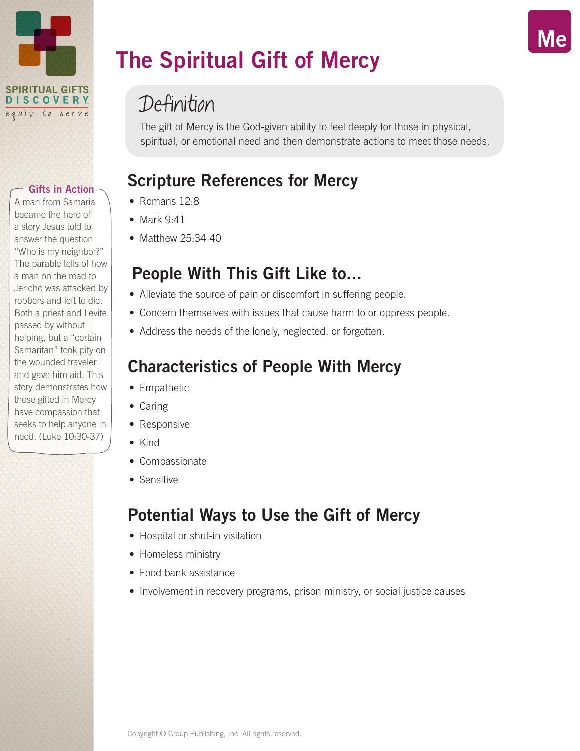# The Spiritual Gift of Mercy

Me

## Definition

The gift of Mercy is the God-given ability to feel deeply for those in physical, spiritual, or emotional need and then demonstrate actions to meet those needs.

## Scripture References for Mercy

- Romans 12:8
- Mark 9:41
- Matthew 25:34-40

## People With This Gift Like to...

- Alleviate the source of pain or discomfort in suffering people.
- Concern themselves with issues that cause harm to or oppress people.
- Address the needs of the lonely, neglected, or forgotten.

## Characteristics of People With Mercy

- Empathetic
- Caring
- Responsive
- Kind
- Compassionate
- Sensitive

## Potential Ways to Use the Gift of Mercy

- Hospital or shut-in visitation
- Homeless ministry
- Food bank assistance
- Involvement in recovery programs, prison ministry, or social justice causes

### Gifts in Action

A man from Samaria became the hero of a story Jesus told to answer the question "Who is my neighbor?" The parable tells of how a man on the road to Jericho was attacked by robbers and left to die. Both a priest and Levite passed by without helping, but a "certain Samaritan" took pity on the wounded traveler and gave him aid. This story demonstrates how those gifted in Mercy have compassion that seeks to help anyone in need. (Luke 10:30-37)

Copyright © Group Publishing, Inc. All rights reserved.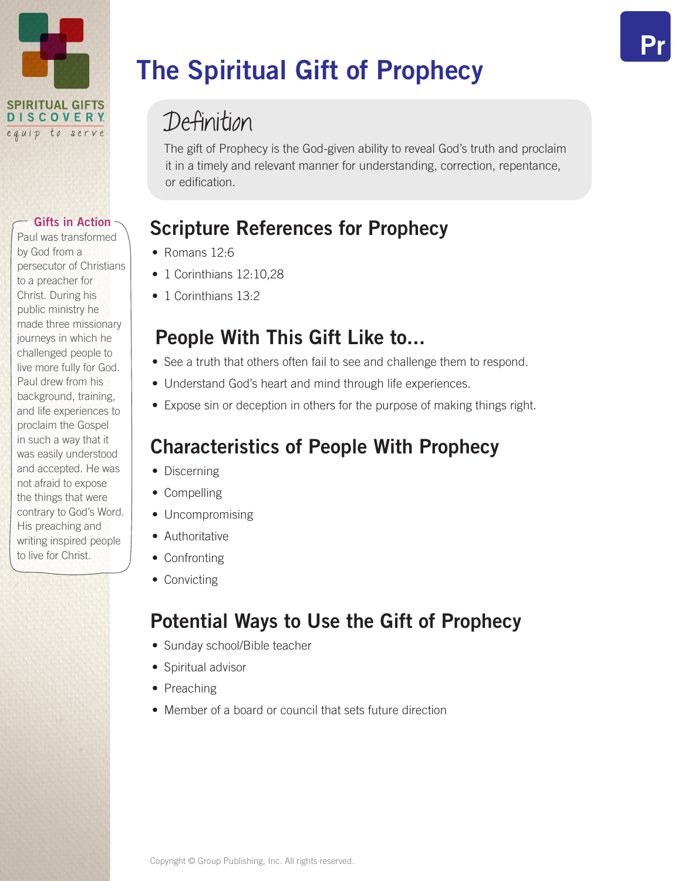# The Spiritual Gift of Prophecy

## Definition

The gift of Prophecy is the God-given ability to reveal God's truth and proclaim it in a timely and relevant manner for understanding, correction, repentance, or edification.

## Scripture References for Prophecy

- Romans 12:6
- 1 Corinthians 12:10,28
- 1 Corinthians 13:2

## People With This Gift Like to...

- See a truth that others often fail to see and challenge them to respond.
- Understand God's heart and mind through life experiences.
- Expose sin or deception in others for the purpose of making things right.

## Characteristics of People With Prophecy

- Discerning
- Compelling
- Uncompromising
- Authoritative
- Confronting
- Convicting

## Potential Ways to Use the Gift of Prophecy

- Sunday school/Bible teacher
- Spiritual advisor
- Preaching
- Member of a board or council that sets future direction

### Gifts in Action

Paul was transformed by God from a persecutor of Christians to a preacher for Christ. During his public ministry he made three missionary journeys in which he challenged people to live more fully for God. Paul drew from his background, training, and life experiences to proclaim the Gospel in such a way that it was easily understood and accepted. He was not afraid to expose the things that were contrary to God's Word. His preaching and writing inspired people to live for Christ.

Copyright © Group Publishing, Inc. All rights reserved.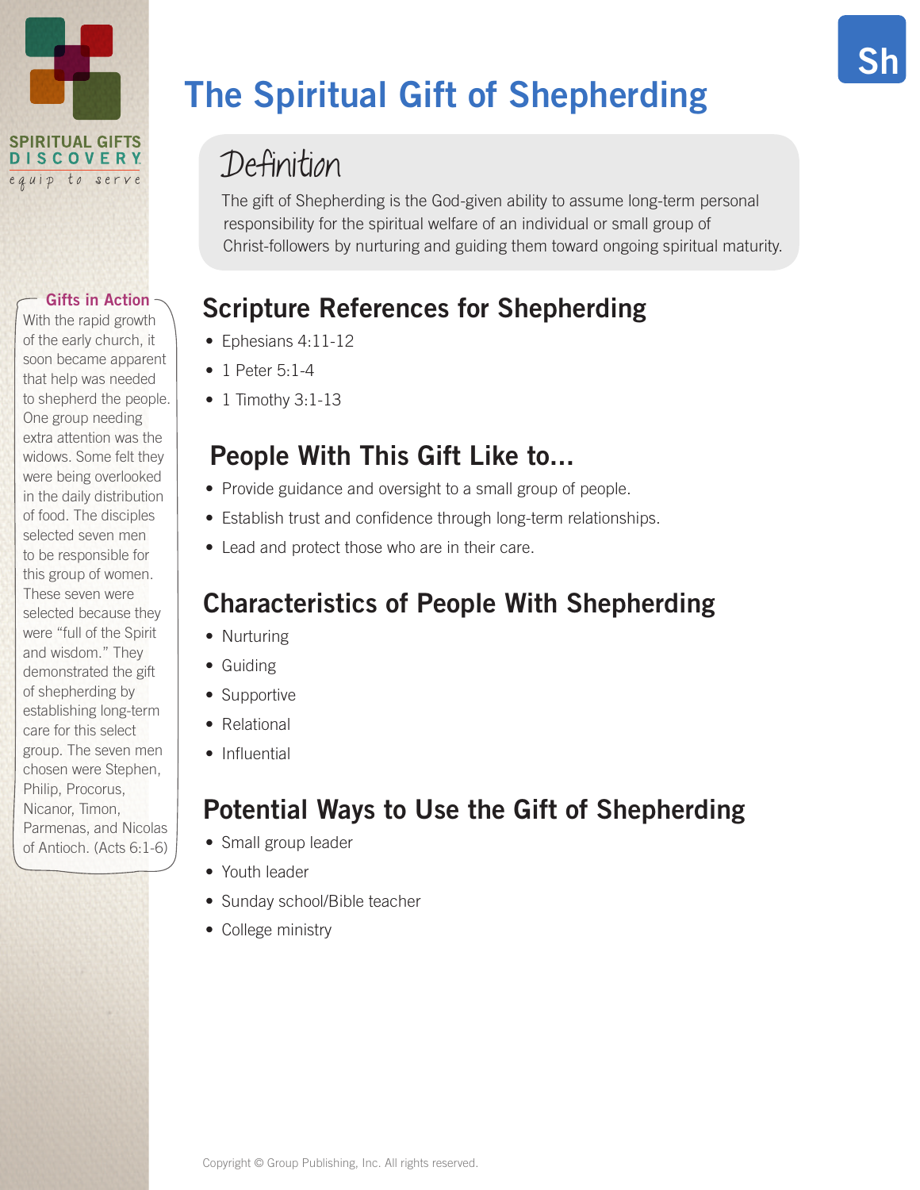# The Spiritual Gift of Shepherding

## Definition

The gift of Shepherding is the God-given ability to assume long-term personal responsibility for the spiritual welfare of an individual or small group of Christ-followers by nurturing and guiding them toward ongoing spiritual maturity.

## Scripture References for Shepherding

- Ephesians 4:11-12
- 1 Peter 5:1-4
- 1 Timothy 3:1-13

## People With This Gift Like to...

- Provide guidance and oversight to a small group of people.
- Establish trust and confidence through long-term relationships.
- Lead and protect those who are in their care.

## Characteristics of People With Shepherding

- Nurturing
- Guiding
- Supportive
- Relational
- Influential

## Potential Ways to Use the Gift of Shepherding

- Small group leader
- Youth leader
- Sunday school/Bible teacher
- College ministry

### Gifts in Action

With the rapid growth of the early church, it soon became apparent that help was needed to shepherd the people. One group needing extra attention was the widows. Some felt they were being overlooked in the daily distribution of food. The disciples selected seven men to be responsible for this group of women. These seven were selected because they were "full of the Spirit and wisdom." They demonstrated the gift of shepherding by establishing long-term care for this select group. The seven men chosen were Stephen, Philip, Procorus, Nicanor, Timon, Parmenas, and Nicolas of Antioch. (Acts 6:1-6)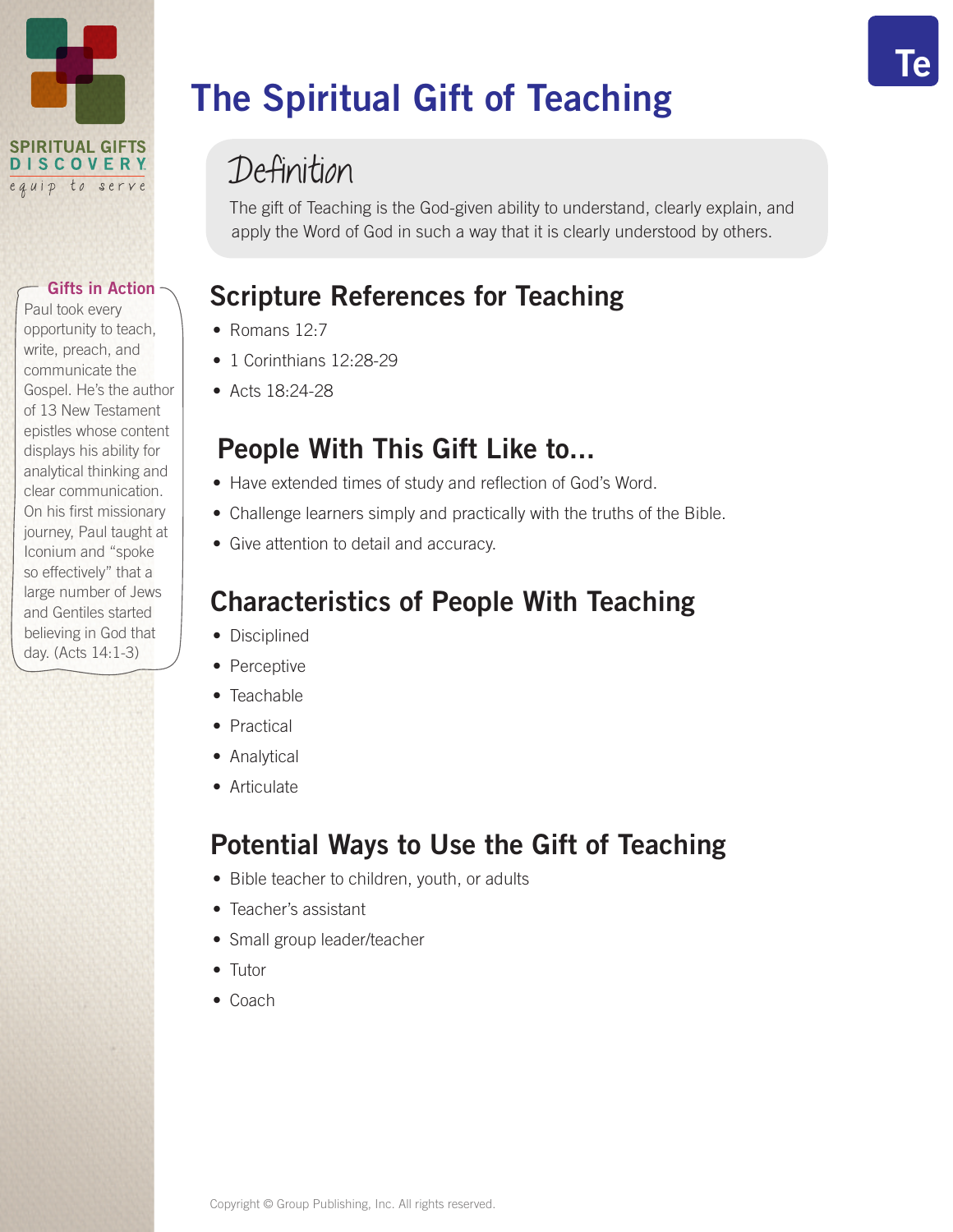# The Spiritual Gift of Teaching

Te

## Definition

The gift of Teaching is the God-given ability to understand, clearly explain, and apply the Word of God in such a way that it is clearly understood by others.

## Scripture References for Teaching

- Romans 12:7
- 1 Corinthians 12:28-29
- Acts 18:24-28

## People With This Gift Like to...

- Have extended times of study and reflection of God's Word.
- Challenge learners simply and practically with the truths of the Bible.
- Give attention to detail and accuracy.

## Characteristics of People With Teaching

- Disciplined
- Perceptive
- Teachable
- Practical
- Analytical
- Articulate

## Potential Ways to Use the Gift of Teaching

- Bible teacher to children, youth, or adults
- Teacher's assistant
- Small group leader/teacher
- Tutor
- Coach

### Gifts in Action

Paul took every opportunity to teach, write, preach, and communicate the Gospel. He's the author of 13 New Testament epistles whose content displays his ability for analytical thinking and clear communication. On his first missionary journey, Paul taught at Iconium and "spoke so effectively" that a large number of Jews and Gentiles started believing in God that day. (Acts 14:1-3)

Copyright © Group Publishing, Inc. All rights reserved.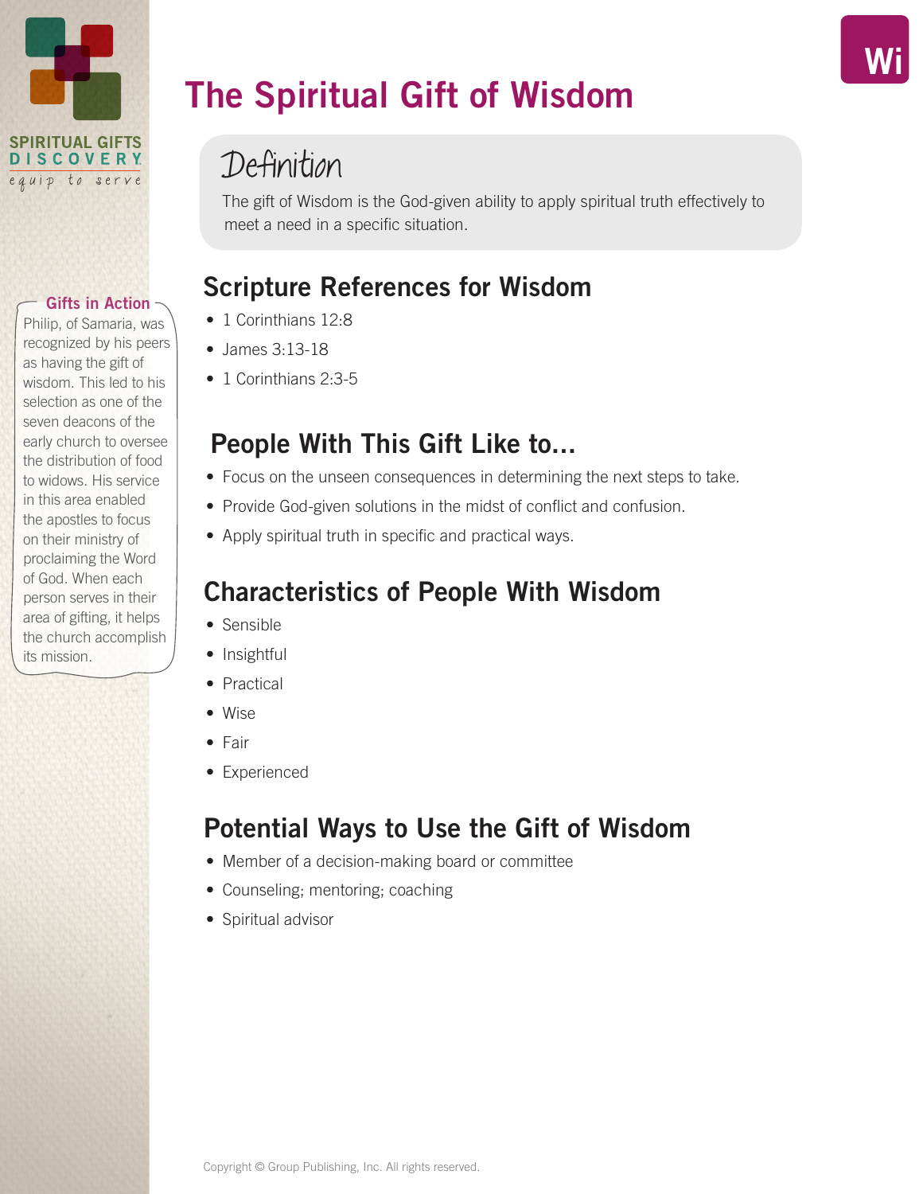SPIRITUAL GIFTS DISCOVERY

equip to serve

Wi

# The Spiritual Gift of Wisdom

## Definition

The gift of Wisdom is the God-given ability to apply spiritual truth effectively to meet a need in a specific situation.

## Scripture References for Wisdom

- 1 Corinthians 12:8
- James 3:13-18
- 1 Corinthians 2:3-5

## People With This Gift Like to...

- Focus on the unseen consequences in determining the next steps to take.
- Provide God-given solutions in the midst of conflict and confusion.
- Apply spiritual truth in specific and practical ways.

## Characteristics of People With Wisdom

- Sensible
- Insightful
- Practical
- Wise
- Fair
- Experienced

## Potential Ways to Use the Gift of Wisdom

- Member of a decision-making board or committee
- Counseling; mentoring; coaching
- Spiritual advisor

### Gifts in Action

Philip, of Samaria, was recognized by his peers as having the gift of wisdom. This led to his selection as one of the seven deacons of the early church to oversee the distribution of food to widows. His service in this area enabled the apostles to focus on their ministry of proclaiming the Word of God. When each person serves in their area of gifting, it helps the church accomplish its mission.

Copyright © Group Publishing, Inc. All rights reserved.